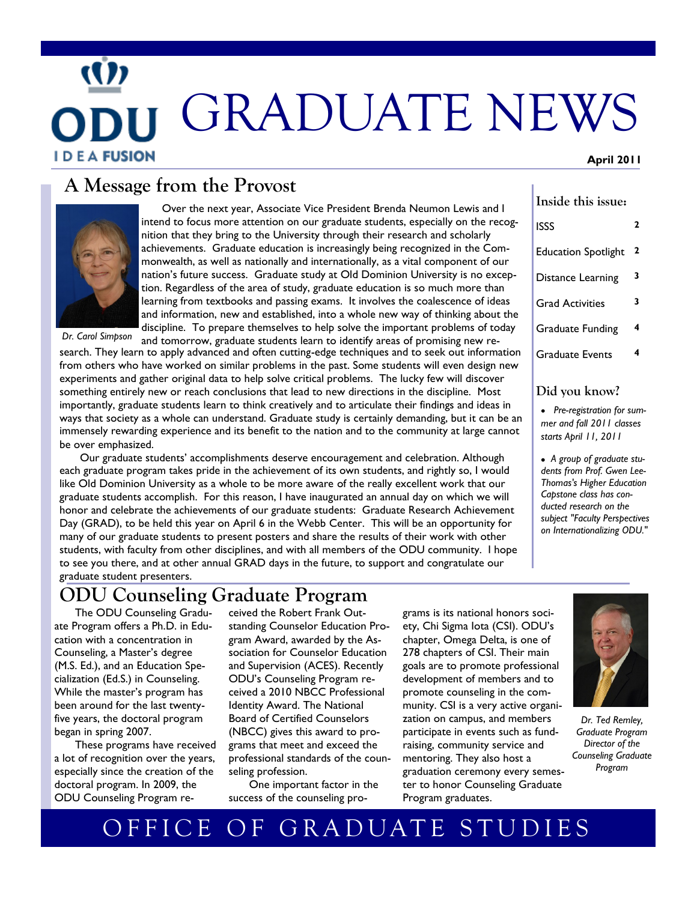# GRADUATE NEWS

**April 2011**

## A Message from the Provost

*Dr. Carol Simpson*

Over the next year, Associate Vice President Brenda Neumon Lewis and I intend to focus more attention on our graduate students, especially on the recognition that they bring to the University through their research and scholarly achievements. Graduate education is increasingly being recognized in the Commonwealth, as well as nationally and internationally, as a vital component of our nation's future success. Graduate study at Old Dominion University is no exception. Regardless of the area of study, graduate education is so much more than learning from textbooks and passing exams. It involves the coalescence of ideas and information, new and established, into a whole new way of thinking about the discipline. To prepare themselves to help solve the important problems of today and tomorrow, graduate students learn to identify areas of promising new research. They learn to apply advanced and often cutting-edge techniques and to seek out information from others who have worked on similar problems in the past. Some students will even design new experiments and gather original data to help solve critical problems. The lucky few will discover something entirely new or reach conclusions that lead to new directions in the discipline. Most importantly, graduate students learn to think creatively and to articulate their findings and ideas in ways that society as a whole can understand. Graduate study is certainly demanding, but it can be an immensely rewarding experience and its benefit to the nation and to the community at large cannot be over emphasized.

Our graduate students' accomplishments deserve encouragement and celebration. Although each graduate program takes pride in the achievement of its own students, and rightly so, I would like Old Dominion University as a whole to be more aware of the really excellent work that our graduate students accomplish. For this reason, I have inaugurated an annual day on which we will honor and celebrate the achievements of our graduate students: Graduate Research Achievement Day (GRAD), to be held this year on April 6 in the Webb Center. This will be an opportunity for many of our graduate students to present posters and share the results of their work with other students, with faculty from other disciplines, and with all members of the ODU community. I hope to see you there, and at other annual GRAD days in the future, to support and congratulate our graduate student presenters.

### Inside this issue:

| | |
|---|---|
| ISSS | 2 |
| Education Spotlight | 2 |
| Distance Learning | 3 |
| Grad Activities | 3 |
| Graduate Funding | 4 |
| Graduate Events | 4 |

### Did you know?

- *Pre-registration for summer and fall 2011 classes starts April 11, 2011*
- *A group of graduate students from Prof. Gwen Lee-Thomas's Higher Education Capstone class has conducted research on the subject "Faculty Perspectives on Internationalizing ODU."*

## ODU Counseling Graduate Program

The ODU Counseling Graduate Program offers a Ph.D. in Education with a concentration in Counseling, a Master's degree (M.S. Ed.), and an Education Specialization (Ed.S.) in Counseling. While the master's program has been around for the last twenty-five years, the doctoral program began in spring 2007.

These programs have received a lot of recognition over the years, especially since the creation of the doctoral program. In 2009, the ODU Counseling Program received the Robert Frank Outstanding Counselor Education Program Award, awarded by the Association for Counselor Education and Supervision (ACES). Recently ODU's Counseling Program received a 2010 NBCC Professional Identity Award. The National Board of Certified Counselors (NBCC) gives this award to programs that meet and exceed the professional standards of the counseling profession.

One important factor in the success of the counseling programs is its national honors society, Chi Sigma Iota (CSI). ODU's chapter, Omega Delta, is one of 278 chapters of CSI. Their main goals are to promote professional development of members and to promote counseling in the community. CSI is a very active organization on campus, and members participate in events such as fund-raising, community service and mentoring. They also host a graduation ceremony every semester to honor Counseling Graduate Program graduates.

*Dr. Ted Remley, Graduate Program Director of the Counseling Graduate Program*

OFFICE OF GRADUATE STUDIES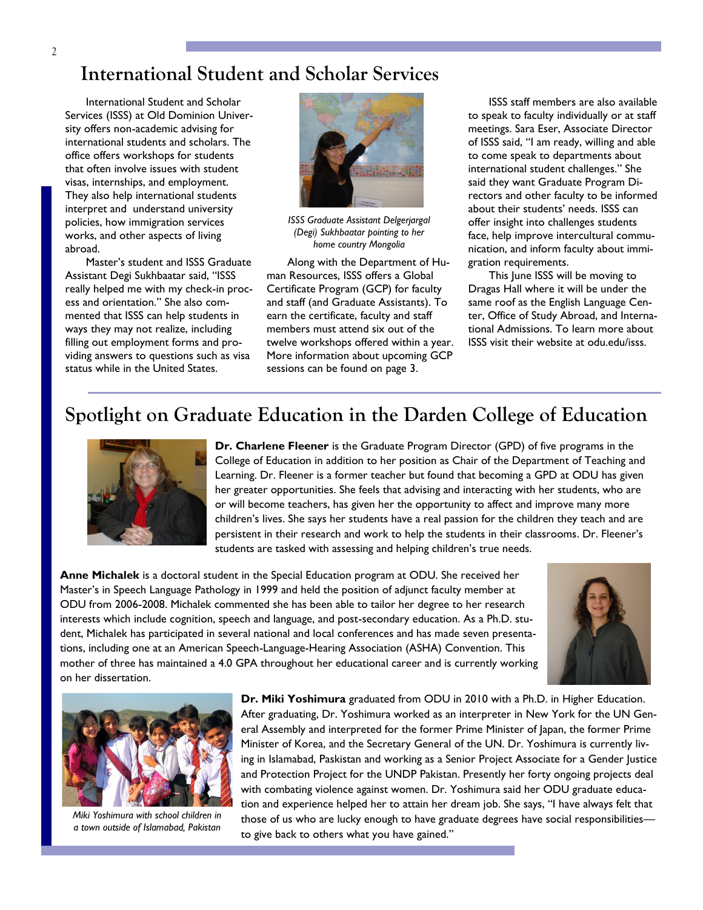## International Student and Scholar Services

International Student and Scholar Services (ISSS) at Old Dominion University offers non-academic advising for international students and scholars. The office offers workshops for students that often involve issues with student visas, internships, and employment. They also help international students interpret and understand university policies, how immigration services works, and other aspects of living abroad.

Master's student and ISSS Graduate Assistant Degi Sukhbaatar said, "ISSS really helped me with my check-in process and orientation." She also commented that ISSS can help students in ways they may not realize, including filling out employment forms and providing answers to questions such as visa status while in the United States.

*ISSS Graduate Assistant Delgerjargal (Degi) Sukhbaatar pointing to her home country Mongolia*

Along with the Department of Human Resources, ISSS offers a Global Certificate Program (GCP) for faculty and staff (and Graduate Assistants). To earn the certificate, faculty and staff members must attend six out of the twelve workshops offered within a year. More information about upcoming GCP sessions can be found on page 3.

ISSS staff members are also available to speak to faculty individually or at staff meetings. Sara Eser, Associate Director of ISSS said, "I am ready, willing and able to come speak to departments about international student challenges." She said they want Graduate Program Directors and other faculty to be informed about their students' needs. ISSS can offer insight into challenges students face, help improve intercultural communication, and inform faculty about immigration requirements.

This June ISSS will be moving to Dragas Hall where it will be under the same roof as the English Language Center, Office of Study Abroad, and International Admissions. To learn more about ISSS visit their website at odu.edu/isss.

## Spotlight on Graduate Education in the Darden College of Education

**Dr. Charlene Fleener** is the Graduate Program Director (GPD) of five programs in the College of Education in addition to her position as Chair of the Department of Teaching and Learning. Dr. Fleener is a former teacher but found that becoming a GPD at ODU has given her greater opportunities. She feels that advising and interacting with her students, who are or will become teachers, has given her the opportunity to affect and improve many more children's lives. She says her students have a real passion for the children they teach and are persistent in their research and work to help the students in their classrooms. Dr. Fleener's students are tasked with assessing and helping children's true needs.

**Anne Michalek** is a doctoral student in the Special Education program at ODU. She received her Master's in Speech Language Pathology in 1999 and held the position of adjunct faculty member at ODU from 2006-2008. Michalek commented she has been able to tailor her degree to her research interests which include cognition, speech and language, and post-secondary education. As a Ph.D. student, Michalek has participated in several national and local conferences and has made seven presentations, including one at an American Speech-Language-Hearing Association (ASHA) Convention. This mother of three has maintained a 4.0 GPA throughout her educational career and is currently working on her dissertation.

**Dr. Miki Yoshimura** graduated from ODU in 2010 with a Ph.D. in Higher Education. After graduating, Dr. Yoshimura worked as an interpreter in New York for the UN General Assembly and interpreted for the former Prime Minister of Japan, the former Prime Minister of Korea, and the Secretary General of the UN. Dr. Yoshimura is currently living in Islamabad, Paskistan and working as a Senior Project Associate for a Gender Justice and Protection Project for the UNDP Pakistan. Presently her forty ongoing projects deal with combating violence against women. Dr. Yoshimura said her ODU graduate education and experience helped her to attain her dream job. She says, "I have always felt that those of us who are lucky enough to have graduate degrees have social responsibilities—to give back to others what you have gained."

*Miki Yoshimura with school children in a town outside of Islamabad, Pakistan*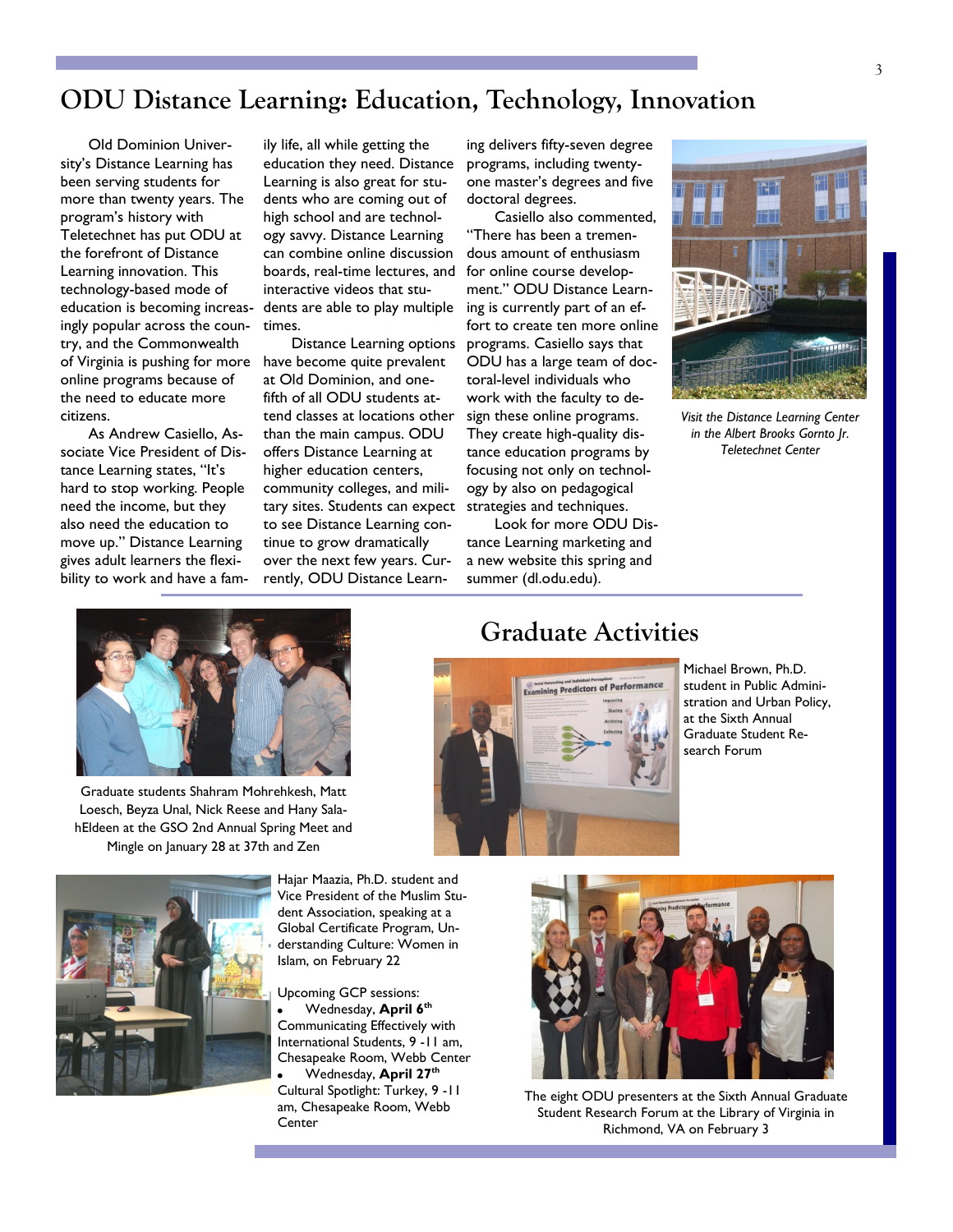# ODU Distance Learning: Education, Technology, Innovation

Old Dominion University's Distance Learning has been serving students for more than twenty years. The program's history with Teletechnet has put ODU at the forefront of Distance Learning innovation. This technology-based mode of education is becoming increasingly popular across the country, and the Commonwealth of Virginia is pushing for more online programs because of the need to educate more citizens.

As Andrew Casiello, Associate Vice President of Distance Learning states, "It's hard to stop working. People need the income, but they also need the education to move up." Distance Learning gives adult learners the flexibility to work and have a family life, all while getting the education they need. Distance Learning is also great for students who are coming out of high school and are technology savvy. Distance Learning can combine online discussion boards, real-time lectures, and interactive videos that students are able to play multiple times.

Distance Learning options have become quite prevalent at Old Dominion, and one-fifth of all ODU students attend classes at locations other than the main campus. ODU offers Distance Learning at higher education centers, community colleges, and military sites. Students can expect to see Distance Learning continue to grow dramatically over the next few years. Currently, ODU Distance Learning delivers fifty-seven degree programs, including twenty-one master's degrees and five doctoral degrees.

Casiello also commented, "There has been a tremendous amount of enthusiasm for online course development." ODU Distance Learning is currently part of an effort to create ten more online programs. Casiello says that ODU has a large team of doctoral-level individuals who work with the faculty to design these online programs. They create high-quality distance education programs by focusing not only on technology by also on pedagogical strategies and techniques.

Look for more ODU Distance Learning marketing and a new website this spring and summer (dl.odu.edu).

*Visit the Distance Learning Center in the Albert Brooks Gornto Jr. Teletechnet Center*

Graduate students Shahram Mohrehkesh, Matt Loesch, Beyza Unal, Nick Reese and Hany SalahEldeen at the GSO 2nd Annual Spring Meet and Mingle on January 28 at 37th and Zen

# Graduate Activities

Michael Brown, Ph.D. student in Public Administration and Urban Policy, at the Sixth Annual Graduate Student Research Forum

Hajar Maazia, Ph.D. student and Vice President of the Muslim Student Association, speaking at a Global Certificate Program, Understanding Culture: Women in Islam, on February 22

Upcoming GCP sessions:

- Wednesday, **April 6th** Communicating Effectively with International Students, 9 -11 am, Chesapeake Room, Webb Center
- Wednesday, **April 27th** Cultural Spotlight: Turkey, 9 -11 am, Chesapeake Room, Webb Center

The eight ODU presenters at the Sixth Annual Graduate Student Research Forum at the Library of Virginia in Richmond, VA on February 3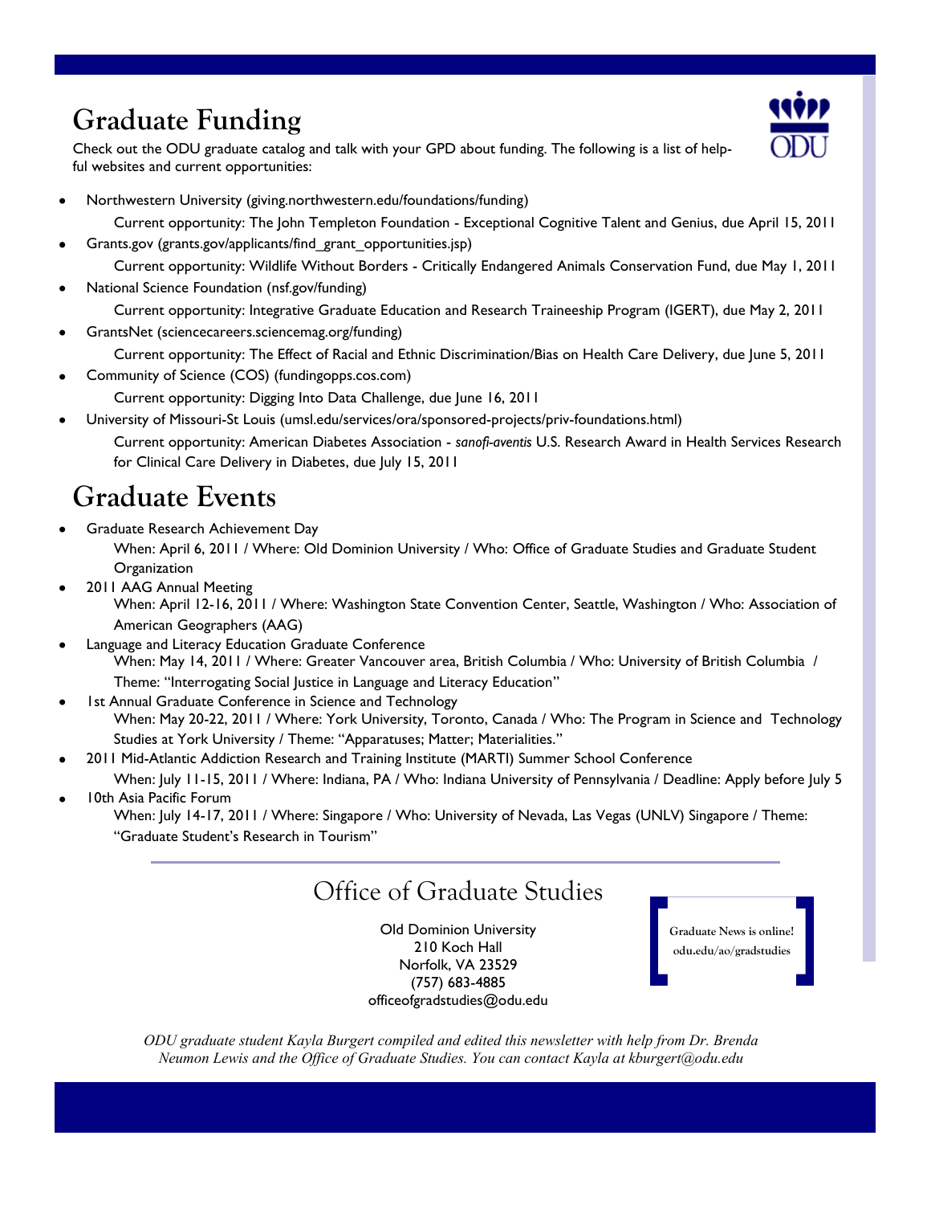## Graduate Funding

Check out the ODU graduate catalog and talk with your GPD about funding. The following is a list of helpful websites and current opportunities:

- Northwestern University (giving.northwestern.edu/foundations/funding)

  Current opportunity: The John Templeton Foundation - Exceptional Cognitive Talent and Genius, due April 15, 2011
- Grants.gov (grants.gov/applicants/find_grant_opportunities.jsp)

  Current opportunity: Wildlife Without Borders - Critically Endangered Animals Conservation Fund, due May 1, 2011
- National Science Foundation (nsf.gov/funding)

  Current opportunity: Integrative Graduate Education and Research Traineeship Program (IGERT), due May 2, 2011
- GrantsNet (sciencecareers.sciencemag.org/funding)

  Current opportunity: The Effect of Racial and Ethnic Discrimination/Bias on Health Care Delivery, due June 5, 2011
- Community of Science (COS) (fundingopps.cos.com)

  Current opportunity: Digging Into Data Challenge, due June 16, 2011
- University of Missouri-St Louis (umsl.edu/services/ora/sponsored-projects/priv-foundations.html)

  Current opportunity: American Diabetes Association - *sanofi-aventis* U.S. Research Award in Health Services Research for Clinical Care Delivery in Diabetes, due July 15, 2011

## Graduate Events

- Graduate Research Achievement Day

  When: April 6, 2011 / Where: Old Dominion University / Who: Office of Graduate Studies and Graduate Student Organization
- 2011 AAG Annual Meeting

  When: April 12-16, 2011 / Where: Washington State Convention Center, Seattle, Washington / Who: Association of American Geographers (AAG)
- Language and Literacy Education Graduate Conference

  When: May 14, 2011 / Where: Greater Vancouver area, British Columbia / Who: University of British Columbia / Theme: "Interrogating Social Justice in Language and Literacy Education"
- 1st Annual Graduate Conference in Science and Technology

  When: May 20-22, 2011 / Where: York University, Toronto, Canada / Who: The Program in Science and Technology Studies at York University / Theme: "Apparatuses; Matter; Materialities."
- 2011 Mid-Atlantic Addiction Research and Training Institute (MARTI) Summer School Conference

  When: July 11-15, 2011 / Where: Indiana, PA / Who: Indiana University of Pennsylvania / Deadline: Apply before July 5
- 10th Asia Pacific Forum

  When: July 14-17, 2011 / Where: Singapore / Who: University of Nevada, Las Vegas (UNLV) Singapore / Theme: "Graduate Student's Research in Tourism"

---

## Office of Graduate Studies

Old Dominion University
210 Koch Hall
Norfolk, VA 23529
(757) 683-4885
officeofgradstudies@odu.edu

**Graduate News is online!**
**odu.edu/ao/gradstudies**

*ODU graduate student Kayla Burgert compiled and edited this newsletter with help from Dr. Brenda Neumon Lewis and the Office of Graduate Studies. You can contact Kayla at kburgert@odu.edu*